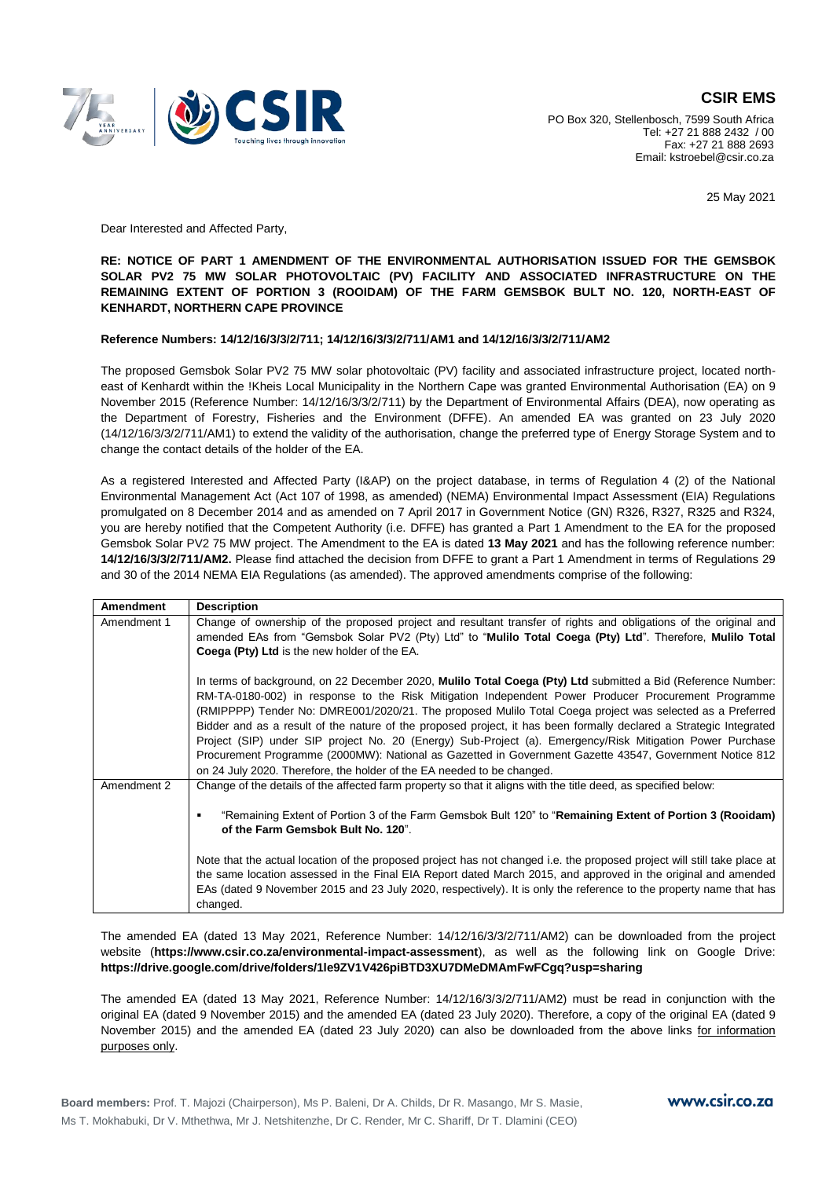**CSIR EMS**

PO Box 320, Stellenbosch, 7599 South Africa
Tel: +27 21 888 2432 / 00
Fax: +27 21 888 2693
Email: kstroebel@csir.co.za

25 May 2021

Dear Interested and Affected Party,

**RE: NOTICE OF PART 1 AMENDMENT OF THE ENVIRONMENTAL AUTHORISATION ISSUED FOR THE GEMSBOK SOLAR PV2 75 MW SOLAR PHOTOVOLTAIC (PV) FACILITY AND ASSOCIATED INFRASTRUCTURE ON THE REMAINING EXTENT OF PORTION 3 (ROOIDAM) OF THE FARM GEMSBOK BULT NO. 120, NORTH-EAST OF KENHARDT, NORTHERN CAPE PROVINCE**

**Reference Numbers: 14/12/16/3/3/2/711; 14/12/16/3/3/2/711/AM1 and 14/12/16/3/3/2/711/AM2**

The proposed Gemsbok Solar PV2 75 MW solar photovoltaic (PV) facility and associated infrastructure project, located north-east of Kenhardt within the !Kheis Local Municipality in the Northern Cape was granted Environmental Authorisation (EA) on 9 November 2015 (Reference Number: 14/12/16/3/3/2/711) by the Department of Environmental Affairs (DEA), now operating as the Department of Forestry, Fisheries and the Environment (DFFE). An amended EA was granted on 23 July 2020 (14/12/16/3/3/2/711/AM1) to extend the validity of the authorisation, change the preferred type of Energy Storage System and to change the contact details of the holder of the EA.

As a registered Interested and Affected Party (I&AP) on the project database, in terms of Regulation 4 (2) of the National Environmental Management Act (Act 107 of 1998, as amended) (NEMA) Environmental Impact Assessment (EIA) Regulations promulgated on 8 December 2014 and as amended on 7 April 2017 in Government Notice (GN) R326, R327, R325 and R324, you are hereby notified that the Competent Authority (i.e. DFFE) has granted a Part 1 Amendment to the EA for the proposed Gemsbok Solar PV2 75 MW project. The Amendment to the EA is dated **13 May 2021** and has the following reference number: **14/12/16/3/3/2/711/AM2.** Please find attached the decision from DFFE to grant a Part 1 Amendment in terms of Regulations 29 and 30 of the 2014 NEMA EIA Regulations (as amended). The approved amendments comprise of the following:

| Amendment | Description |
|---|---|
| Amendment 1 | Change of ownership of the proposed project and resultant transfer of rights and obligations of the original and amended EAs from "Gemsbok Solar PV2 (Pty) Ltd" to "**Mulilo Total Coega (Pty) Ltd**". Therefore, **Mulilo Total Coega (Pty) Ltd** is the new holder of the EA.<br><br>In terms of background, on 22 December 2020, **Mulilo Total Coega (Pty) Ltd** submitted a Bid (Reference Number: RM-TA-0180-002) in response to the Risk Mitigation Independent Power Producer Procurement Programme (RMIPPPP) Tender No: DMRE001/2020/21. The proposed Mulilo Total Coega project was selected as a Preferred Bidder and as a result of the nature of the proposed project, it has been formally declared a Strategic Integrated Project (SIP) under SIP project No. 20 (Energy) Sub-Project (a). Emergency/Risk Mitigation Power Purchase Procurement Programme (2000MW): National as Gazetted in Government Gazette 43547, Government Notice 812 on 24 July 2020. Therefore, the holder of the EA needed to be changed. |
| Amendment 2 | Change of the details of the affected farm property so that it aligns with the title deed, as specified below:<br><br>▪ "Remaining Extent of Portion 3 of the Farm Gemsbok Bult 120" to "**Remaining Extent of Portion 3 (Rooidam) of the Farm Gemsbok Bult No. 120**".<br><br>Note that the actual location of the proposed project has not changed i.e. the proposed project will still take place at the same location assessed in the Final EIA Report dated March 2015, and approved in the original and amended EAs (dated 9 November 2015 and 23 July 2020, respectively). It is only the reference to the property name that has changed. |

The amended EA (dated 13 May 2021, Reference Number: 14/12/16/3/3/2/711/AM2) can be downloaded from the project website (**https://www.csir.co.za/environmental-impact-assessment**), as well as the following link on Google Drive: **https://drive.google.com/drive/folders/1le9ZV1V426piBTD3XU7DMeDMAmFwFCgq?usp=sharing**

The amended EA (dated 13 May 2021, Reference Number: 14/12/16/3/3/2/711/AM2) must be read in conjunction with the original EA (dated 9 November 2015) and the amended EA (dated 23 July 2020). Therefore, a copy of the original EA (dated 9 November 2015) and the amended EA (dated 23 July 2020) can also be downloaded from the above links <u>for information purposes only</u>.

**Board members:** Prof. T. Majozi (Chairperson), Ms P. Baleni, Dr A. Childs, Dr R. Masango, Mr S. Masie, Ms T. Mokhabuki, Dr V. Mthethwa, Mr J. Netshitenzhe, Dr C. Render, Mr C. Shariff, Dr T. Dlamini (CEO)

www.csir.co.za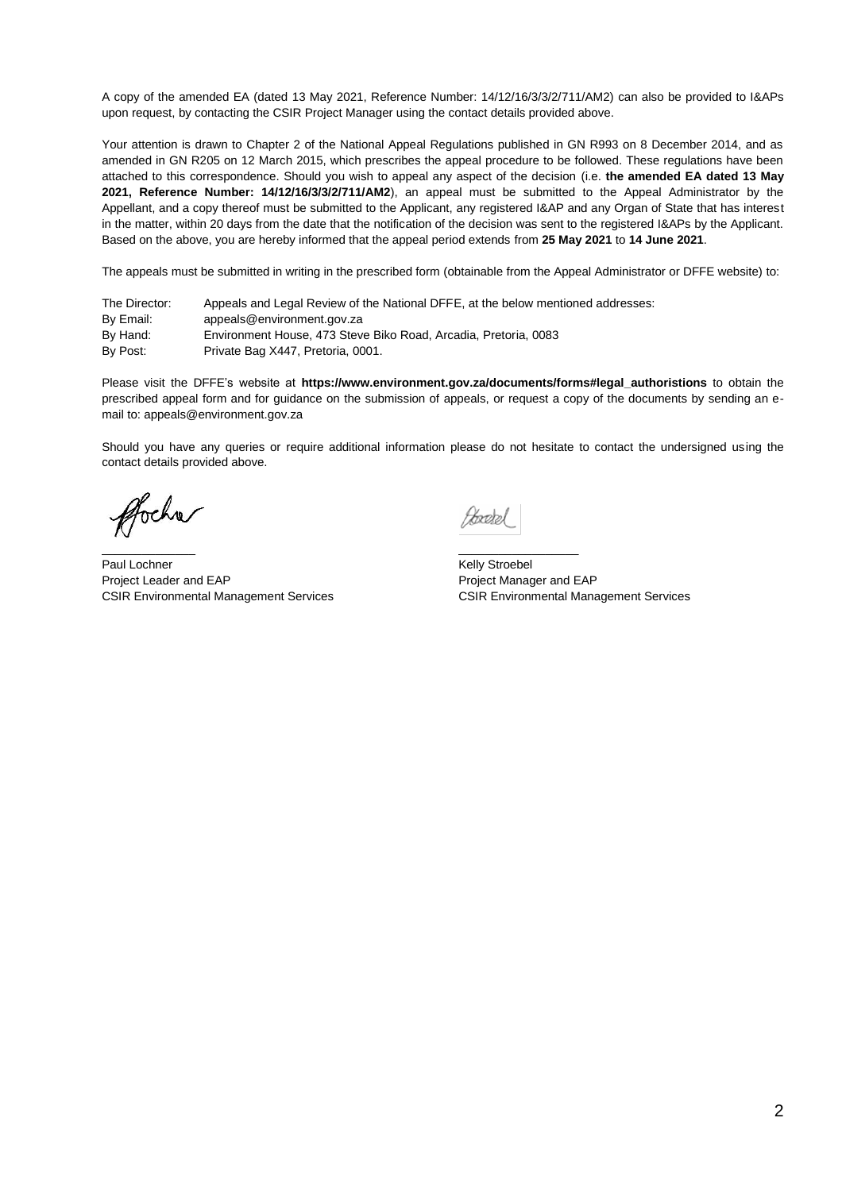A copy of the amended EA (dated 13 May 2021, Reference Number: 14/12/16/3/3/2/711/AM2) can also be provided to I&APs upon request, by contacting the CSIR Project Manager using the contact details provided above.

Your attention is drawn to Chapter 2 of the National Appeal Regulations published in GN R993 on 8 December 2014, and as amended in GN R205 on 12 March 2015, which prescribes the appeal procedure to be followed. These regulations have been attached to this correspondence. Should you wish to appeal any aspect of the decision (i.e. **the amended EA dated 13 May 2021, Reference Number: 14/12/16/3/3/2/711/AM2**), an appeal must be submitted to the Appeal Administrator by the Appellant, and a copy thereof must be submitted to the Applicant, any registered I&AP and any Organ of State that has interest in the matter, within 20 days from the date that the notification of the decision was sent to the registered I&APs by the Applicant. Based on the above, you are hereby informed that the appeal period extends from **25 May 2021** to **14 June 2021**.

The appeals must be submitted in writing in the prescribed form (obtainable from the Appeal Administrator or DFFE website) to:

The Director: Appeals and Legal Review of the National DFFE, at the below mentioned addresses:
By Email: appeals@environment.gov.za
By Hand: Environment House, 473 Steve Biko Road, Arcadia, Pretoria, 0083
By Post: Private Bag X447, Pretoria, 0001.

Please visit the DFFE's website at **https://www.environment.gov.za/documents/forms#legal_authoristions** to obtain the prescribed appeal form and for guidance on the submission of appeals, or request a copy of the documents by sending an e-mail to: appeals@environment.gov.za

Should you have any queries or require additional information please do not hesitate to contact the undersigned using the contact details provided above.

Paul Lochner
Project Leader and EAP
CSIR Environmental Management Services

Kelly Stroebel
Project Manager and EAP
CSIR Environmental Management Services